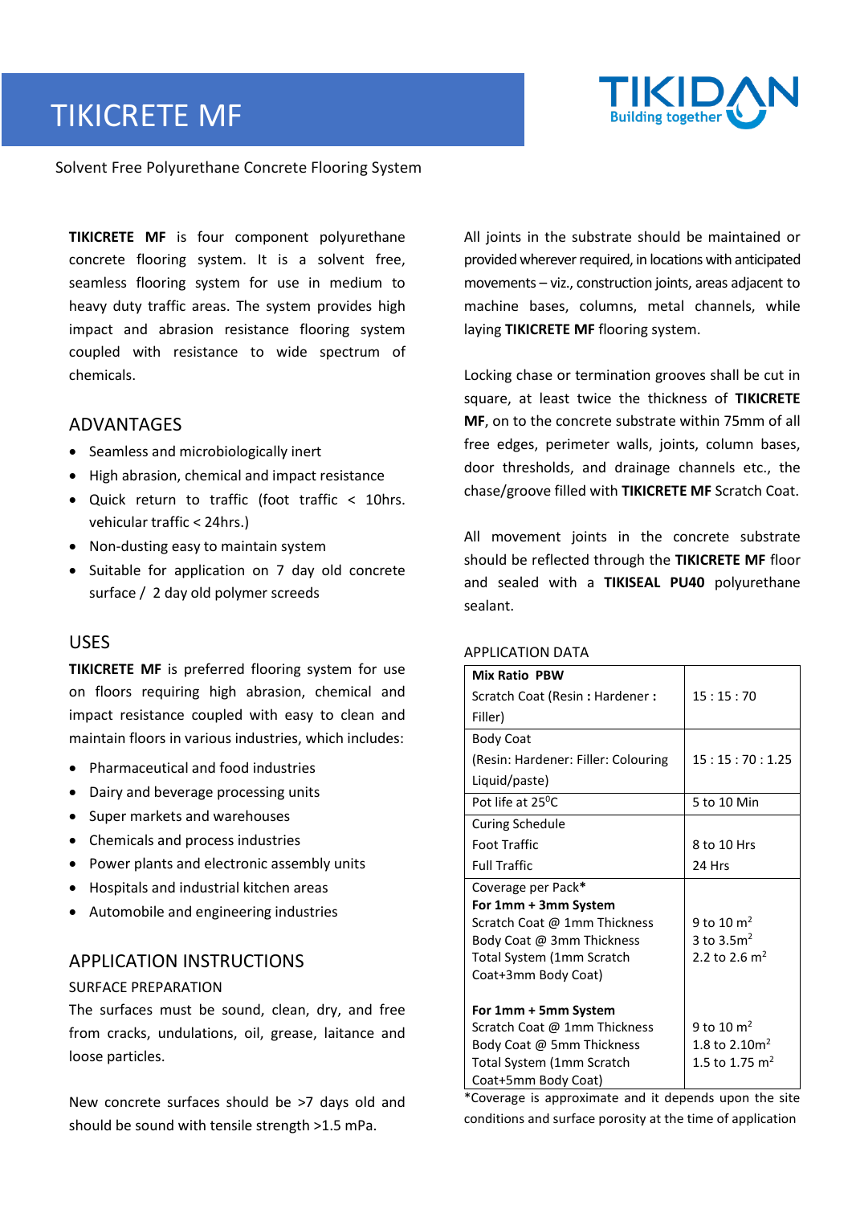# TIKICRETE MF

Solvent Free Polyurethane Concrete Flooring System

**TIKICRETE MF** is four component polyurethane concrete flooring system. It is a solvent free, seamless flooring system for use in medium to heavy duty traffic areas. The system provides high impact and abrasion resistance flooring system coupled with resistance to wide spectrum of chemicals.

## ADVANTAGES

- Seamless and microbiologically inert
- High abrasion, chemical and impact resistance
- Quick return to traffic (foot traffic < 10hrs. vehicular traffic < 24hrs.)
- Non-dusting easy to maintain system
- Suitable for application on 7 day old concrete surface / 2 day old polymer screeds

## USES

**TIKICRETE MF** is preferred flooring system for use on floors requiring high abrasion, chemical and impact resistance coupled with easy to clean and maintain floors in various industries, which includes:

- Pharmaceutical and food industries
- Dairy and beverage processing units
- Super markets and warehouses
- Chemicals and process industries
- Power plants and electronic assembly units
- Hospitals and industrial kitchen areas
- Automobile and engineering industries

## APPLICATION INSTRUCTIONS

### SURFACE PREPARATION

The surfaces must be sound, clean, dry, and free from cracks, undulations, oil, grease, laitance and loose particles.

New concrete surfaces should be >7 days old and should be sound with tensile strength >1.5 mPa.

All joints in the substrate should be maintained or provided wherever required, in locations with anticipated movements – viz., construction joints, areas adjacent to machine bases, columns, metal channels, while laying **TIKICRETE MF** flooring system.

Locking chase or termination grooves shall be cut in square, at least twice the thickness of **TIKICRETE MF**, on to the concrete substrate within 75mm of all free edges, perimeter walls, joints, column bases, door thresholds, and drainage channels etc., the chase/groove filled with **TIKICRETE MF** Scratch Coat.

All movement joints in the concrete substrate should be reflected through the **TIKICRETE MF** floor and sealed with a **TIKISEAL PU40** polyurethane sealant.

### APPLICATION DATA

| | |
|---|---|
| **Mix Ratio PBW**<br>Scratch Coat (Resin **:** Hardener **:** Filler) | 15 : 15 : 70 |
| Body Coat<br>(Resin: Hardener: Filler: Colouring Liquid/paste) | 15 : 15 : 70 : 1.25 |
| Pot life at 25$^0$C | 5 to 10 Min |
| Curing Schedule<br>Foot Traffic<br>Full Traffic | <br>8 to 10 Hrs<br>24 Hrs |
| Coverage per Pack*<br>**For 1mm + 3mm System**<br>Scratch Coat @ 1mm Thickness<br>Body Coat @ 3mm Thickness<br>Total System (1mm Scratch Coat+3mm Body Coat)<br><br>**For 1mm + 5mm System**<br>Scratch Coat @ 1mm Thickness<br>Body Coat @ 5mm Thickness<br>Total System (1mm Scratch Coat+5mm Body Coat) | <br><br>9 to 10 m$^2$<br>3 to 3.5m$^2$<br>2.2 to 2.6 m$^2$<br><br><br>9 to 10 m$^2$<br>1.8 to 2.10m$^2$<br>1.5 to 1.75 m$^2$ |

*Coverage is approximate and it depends upon the site conditions and surface porosity at the time of application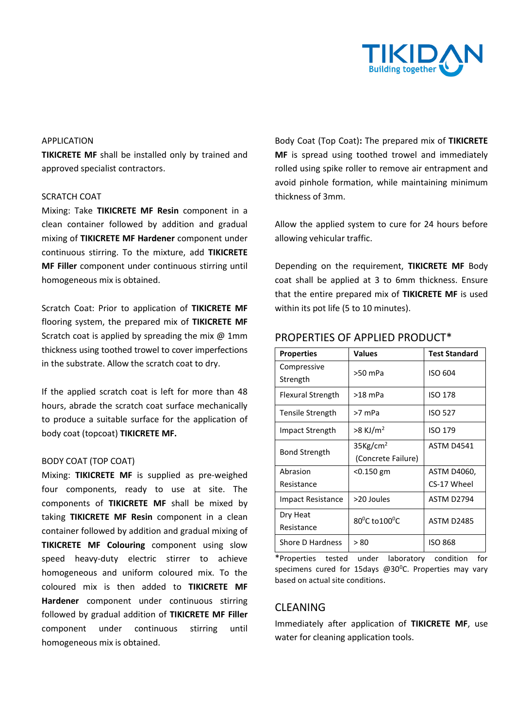APPLICATION

**TIKICRETE MF** shall be installed only by trained and approved specialist contractors.

SCRATCH COAT

Mixing: Take **TIKICRETE MF Resin** component in a clean container followed by addition and gradual mixing of **TIKICRETE MF Hardener** component under continuous stirring. To the mixture, add **TIKICRETE MF Filler** component under continuous stirring until homogeneous mix is obtained.

Scratch Coat: Prior to application of **TIKICRETE MF** flooring system, the prepared mix of **TIKICRETE MF** Scratch coat is applied by spreading the mix @ 1mm thickness using toothed trowel to cover imperfections in the substrate. Allow the scratch coat to dry.

If the applied scratch coat is left for more than 48 hours, abrade the scratch coat surface mechanically to produce a suitable surface for the application of body coat (topcoat) **TIKICRETE MF.**

BODY COAT (TOP COAT)

Mixing: **TIKICRETE MF** is supplied as pre-weighed four components, ready to use at site. The components of **TIKICRETE MF** shall be mixed by taking **TIKICRETE MF Resin** component in a clean container followed by addition and gradual mixing of **TIKICRETE MF Colouring** component using slow speed heavy-duty electric stirrer to achieve homogeneous and uniform coloured mix. To the coloured mix is then added to **TIKICRETE MF Hardener** component under continuous stirring followed by gradual addition of **TIKICRETE MF Filler** component under continuous stirring until homogeneous mix is obtained.

Body Coat (Top Coat)**:** The prepared mix of **TIKICRETE MF** is spread using toothed trowel and immediately rolled using spike roller to remove air entrapment and avoid pinhole formation, while maintaining minimum thickness of 3mm.

Allow the applied system to cure for 24 hours before allowing vehicular traffic.

Depending on the requirement, **TIKICRETE MF** Body coat shall be applied at 3 to 6mm thickness. Ensure that the entire prepared mix of **TIKICRETE MF** is used within its pot life (5 to 10 minutes).

## PROPERTIES OF APPLIED PRODUCT*

| **Properties** | **Values** | **Test Standard** |
|---|---|---|
| Compressive Strength | >50 mPa | ISO 604 |
| Flexural Strength | >18 mPa | ISO 178 |
| Tensile Strength | >7 mPa | ISO 527 |
| Impact Strength | >8 KJ/m$^2$ | ISO 179 |
| Bond Strength | 35Kg/cm$^2$ (Concrete Failure) | ASTM D4541 |
| Abrasion Resistance | <0.150 gm | ASTM D4060, CS-17 Wheel |
| Impact Resistance | >20 Joules | ASTM D2794 |
| Dry Heat Resistance | 80$^0$C to100$^0$C | ASTM D2485 |
| Shore D Hardness | > 80 | ISO 868 |

*Properties tested under laboratory condition for specimens cured for 15days @30$^0$C. Properties may vary based on actual site conditions.

## CLEANING

Immediately after application of **TIKICRETE MF**, use water for cleaning application tools.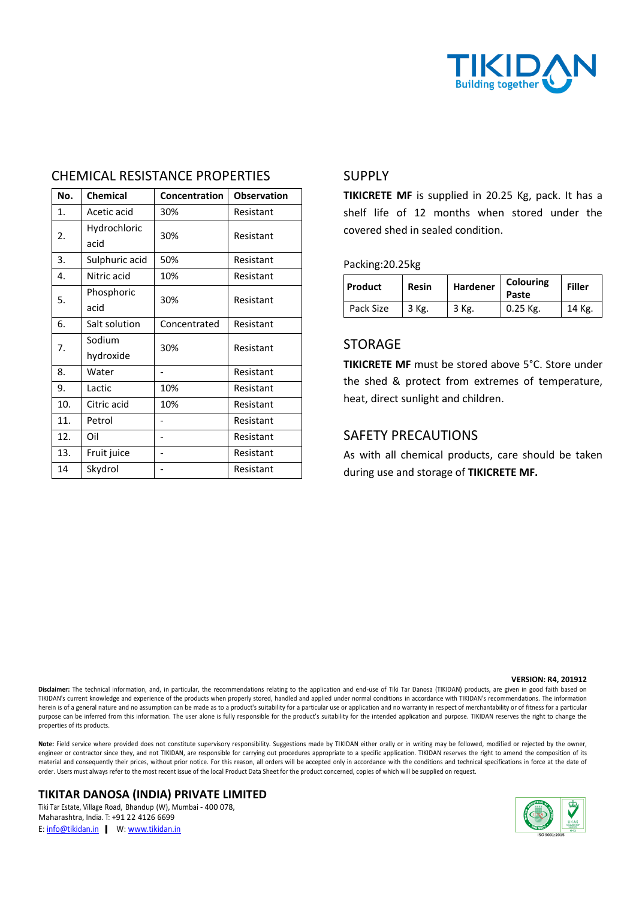## CHEMICAL RESISTANCE PROPERTIES

| No. | Chemical | Concentration | Observation |
|---|---|---|---|
| 1. | Acetic acid | 30% | Resistant |
| 2. | Hydrochloric acid | 30% | Resistant |
| 3. | Sulphuric acid | 50% | Resistant |
| 4. | Nitric acid | 10% | Resistant |
| 5. | Phosphoric acid | 30% | Resistant |
| 6. | Salt solution | Concentrated | Resistant |
| 7. | Sodium hydroxide | 30% | Resistant |
| 8. | Water | - | Resistant |
| 9. | Lactic | 10% | Resistant |
| 10. | Citric acid | 10% | Resistant |
| 11. | Petrol | - | Resistant |
| 12. | Oil | - | Resistant |
| 13. | Fruit juice | - | Resistant |
| 14 | Skydrol | - | Resistant |

## SUPPLY

**TIKICRETE MF** is supplied in 20.25 Kg, pack. It has a shelf life of 12 months when stored under the covered shed in sealed condition.

Packing:20.25kg

| Product | Resin | Hardener | Colouring Paste | Filler |
|---|---|---|---|---|
| Pack Size | 3 Kg. | 3 Kg. | 0.25 Kg. | 14 Kg. |

## STORAGE

**TIKICRETE MF** must be stored above 5°C. Store under the shed & protect from extremes of temperature, heat, direct sunlight and children.

## SAFETY PRECAUTIONS

As with all chemical products, care should be taken during use and storage of **TIKICRETE MF.**

**VERSION: R4, 201912**

**Disclaimer:** The technical information, and, in particular, the recommendations relating to the application and end-use of Tiki Tar Danosa (TIKIDAN) products, are given in good faith based on TIKIDAN's current knowledge and experience of the products when properly stored, handled and applied under normal conditions in accordance with TIKIDAN's recommendations. The information herein is of a general nature and no assumption can be made as to a product's suitability for a particular use or application and no warranty in respect of merchantability or of fitness for a particular purpose can be inferred from this information. The user alone is fully responsible for the product's suitability for the intended application and purpose. TIKIDAN reserves the right to change the properties of its products.

**Note:** Field service where provided does not constitute supervisory responsibility. Suggestions made by TIKIDAN either orally or in writing may be followed, modified or rejected by the owner, engineer or contractor since they, and not TIKIDAN, are responsible for carrying out procedures appropriate to a specific application. TIKIDAN reserves the right to amend the composition of its material and consequently their prices, without prior notice. For this reason, all orders will be accepted only in accordance with the conditions and technical specifications in force at the date of order. Users must always refer to the most recent issue of the local Product Data Sheet for the product concerned, copies of which will be supplied on request.

**TIKITAR DANOSA (INDIA) PRIVATE LIMITED**

Tiki Tar Estate, Village Road, Bhandup (W), Mumbai - 400 078,
Maharashtra, India. T: +91 22 4126 6699
E: info@tikidan.in | W: www.tikidan.in

ISO 9001:2015